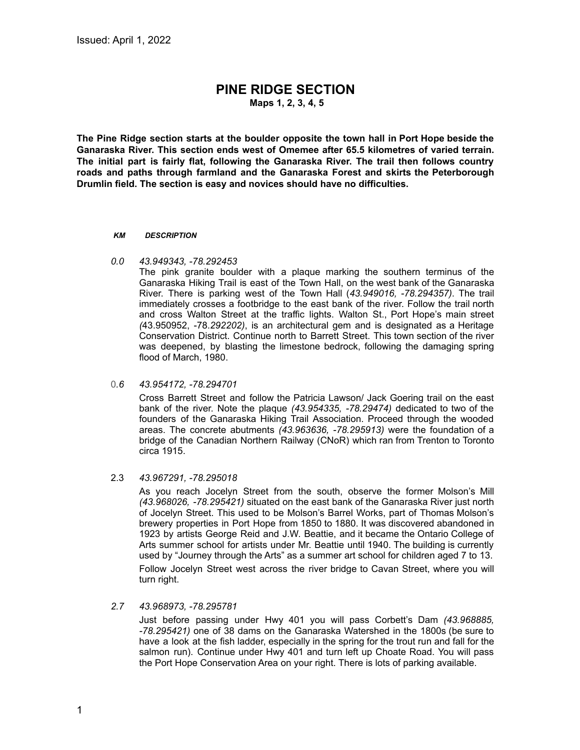Issued: April 1, 2022

# PINE RIDGE SECTION

**Maps 1, 2, 3, 4, 5**

**The Pine Ridge section starts at the boulder opposite the town hall in Port Hope beside the Ganaraska River. This section ends west of Omemee after 65.5 kilometres of varied terrain. The initial part is fairly flat, following the Ganaraska River. The trail then follows country roads and paths through farmland and the Ganaraska Forest and skirts the Peterborough Drumlin field. The section is easy and novices should have no difficulties.**

***KM*** ***DESCRIPTION***

*0.0* *43.949343, -78.292453*

The pink granite boulder with a plaque marking the southern terminus of the Ganaraska Hiking Trail is east of the Town Hall, on the west bank of the Ganaraska River. There is parking west of the Town Hall (*43.949016, -78.294357)*. The trail immediately crosses a footbridge to the east bank of the river. Follow the trail north and cross Walton Street at the traffic lights. Walton St., Port Hope's main street *(*43.950952, -78.*292202)*, is an architectural gem and is designated as a Heritage Conservation District. Continue north to Barrett Street. This town section of the river was deepened, by blasting the limestone bedrock, following the damaging spring flood of March, 1980.

0.*6* *43.954172, -78.294701*

Cross Barrett Street and follow the Patricia Lawson/ Jack Goering trail on the east bank of the river. Note the plaque *(43.954335, -78.29474)* dedicated to two of the founders of the Ganaraska Hiking Trail Association. Proceed through the wooded areas. The concrete abutments *(43.963636, -78.295913)* were the foundation of a bridge of the Canadian Northern Railway (CNoR) which ran from Trenton to Toronto circa 1915.

2.3 *43.967291, -78.295018*

As you reach Jocelyn Street from the south, observe the former Molson's Mill *(43.968026, -78.295421)* situated on the east bank of the Ganaraska River just north of Jocelyn Street. This used to be Molson's Barrel Works, part of Thomas Molson's brewery properties in Port Hope from 1850 to 1880. It was discovered abandoned in 1923 by artists George Reid and J.W. Beattie, and it became the Ontario College of Arts summer school for artists under Mr. Beattie until 1940. The building is currently used by "Journey through the Arts" as a summer art school for children aged 7 to 13.

Follow Jocelyn Street west across the river bridge to Cavan Street, where you will turn right.

*2.7* *43.968973, -78.295781*

Just before passing under Hwy 401 you will pass Corbett's Dam *(43.968885, -78.295421)* one of 38 dams on the Ganaraska Watershed in the 1800s (be sure to have a look at the fish ladder, especially in the spring for the trout run and fall for the salmon run). Continue under Hwy 401 and turn left up Choate Road. You will pass the Port Hope Conservation Area on your right. There is lots of parking available.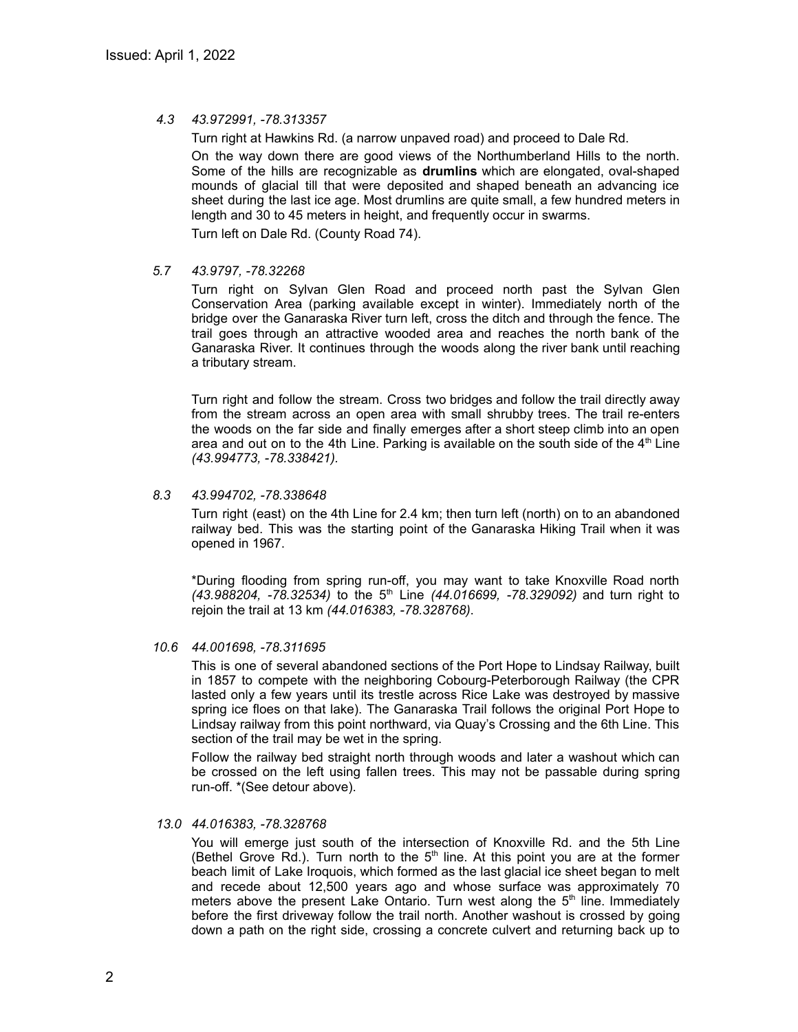Issued: April 1, 2022

*4.3 43.972991, -78.313357*

Turn right at Hawkins Rd. (a narrow unpaved road) and proceed to Dale Rd.

On the way down there are good views of the Northumberland Hills to the north. Some of the hills are recognizable as **drumlins** which are elongated, oval-shaped mounds of glacial till that were deposited and shaped beneath an advancing ice sheet during the last ice age. Most drumlins are quite small, a few hundred meters in length and 30 to 45 meters in height, and frequently occur in swarms.

Turn left on Dale Rd. (County Road 74).

*5.7 43.9797, -78.32268*

Turn right on Sylvan Glen Road and proceed north past the Sylvan Glen Conservation Area (parking available except in winter). Immediately north of the bridge over the Ganaraska River turn left, cross the ditch and through the fence. The trail goes through an attractive wooded area and reaches the north bank of the Ganaraska River. It continues through the woods along the river bank until reaching a tributary stream.

Turn right and follow the stream. Cross two bridges and follow the trail directly away from the stream across an open area with small shrubby trees. The trail re-enters the woods on the far side and finally emerges after a short steep climb into an open area and out on to the 4th Line. Parking is available on the south side of the 4th Line *(43.994773, -78.338421).*

*8.3 43.994702, -78.338648*

Turn right (east) on the 4th Line for 2.4 km; then turn left (north) on to an abandoned railway bed. This was the starting point of the Ganaraska Hiking Trail when it was opened in 1967.

*During flooding from spring run-off, you may want to take Knoxville Road north *(43.988204, -78.32534)* to the 5th Line *(44.016699, -78.329092)* and turn right to rejoin the trail at 13 km *(44.016383, -78.328768).*

*10.6 44.001698, -78.311695*

This is one of several abandoned sections of the Port Hope to Lindsay Railway, built in 1857 to compete with the neighboring Cobourg-Peterborough Railway (the CPR lasted only a few years until its trestle across Rice Lake was destroyed by massive spring ice floes on that lake). The Ganaraska Trail follows the original Port Hope to Lindsay railway from this point northward, via Quay's Crossing and the 6th Line. This section of the trail may be wet in the spring.

Follow the railway bed straight north through woods and later a washout which can be crossed on the left using fallen trees. This may not be passable during spring run-off. *(See detour above).

*13.0 44.016383, -78.328768*

You will emerge just south of the intersection of Knoxville Rd. and the 5th Line (Bethel Grove Rd.). Turn north to the 5th line. At this point you are at the former beach limit of Lake Iroquois, which formed as the last glacial ice sheet began to melt and recede about 12,500 years ago and whose surface was approximately 70 meters above the present Lake Ontario. Turn west along the 5th line. Immediately before the first driveway follow the trail north. Another washout is crossed by going down a path on the right side, crossing a concrete culvert and returning back up to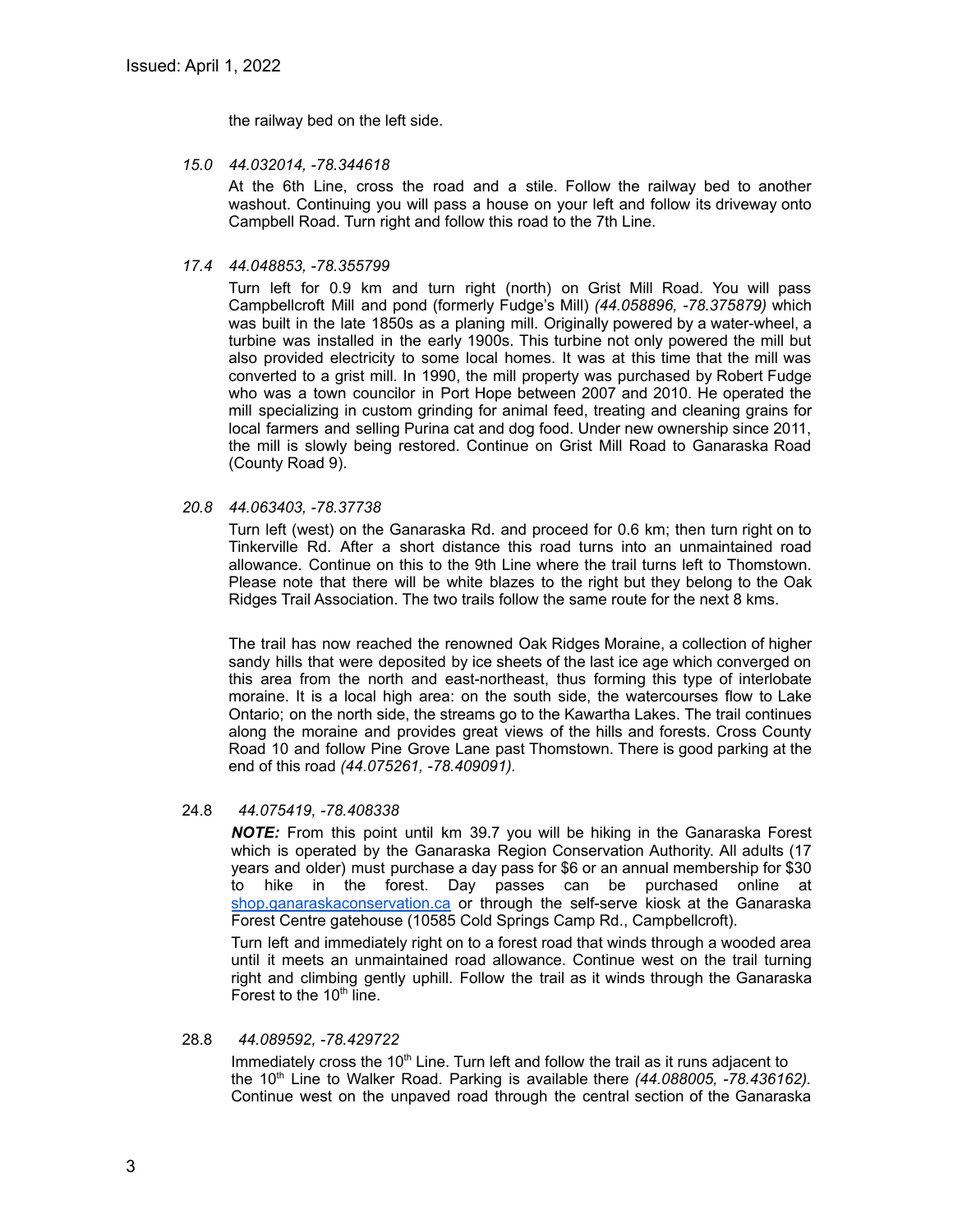Issued: April 1, 2022

the railway bed on the left side.

*15.0 44.032014, -78.344618*

At the 6th Line, cross the road and a stile. Follow the railway bed to another washout. Continuing you will pass a house on your left and follow its driveway onto Campbell Road. Turn right and follow this road to the 7th Line.

*17.4 44.048853, -78.355799*

Turn left for 0.9 km and turn right (north) on Grist Mill Road. You will pass Campbellcroft Mill and pond (formerly Fudge's Mill) *(44.058896, -78.375879)* which was built in the late 1850s as a planing mill. Originally powered by a water-wheel, a turbine was installed in the early 1900s. This turbine not only powered the mill but also provided electricity to some local homes. It was at this time that the mill was converted to a grist mill. In 1990, the mill property was purchased by Robert Fudge who was a town councilor in Port Hope between 2007 and 2010. He operated the mill specializing in custom grinding for animal feed, treating and cleaning grains for local farmers and selling Purina cat and dog food. Under new ownership since 2011, the mill is slowly being restored. Continue on Grist Mill Road to Ganaraska Road (County Road 9).

*20.8 44.063403, -78.37738*

Turn left (west) on the Ganaraska Rd. and proceed for 0.6 km; then turn right on to Tinkerville Rd. After a short distance this road turns into an unmaintained road allowance. Continue on this to the 9th Line where the trail turns left to Thomstown. Please note that there will be white blazes to the right but they belong to the Oak Ridges Trail Association. The two trails follow the same route for the next 8 kms.

The trail has now reached the renowned Oak Ridges Moraine, a collection of higher sandy hills that were deposited by ice sheets of the last ice age which converged on this area from the north and east-northeast, thus forming this type of interlobate moraine. It is a local high area: on the south side, the watercourses flow to Lake Ontario; on the north side, the streams go to the Kawartha Lakes. The trail continues along the moraine and provides great views of the hills and forests. Cross County Road 10 and follow Pine Grove Lane past Thomstown. There is good parking at the end of this road *(44.075261, -78.409091).*

24.8 *44.075419, -78.408338*

***NOTE:*** From this point until km 39.7 you will be hiking in the Ganaraska Forest which is operated by the Ganaraska Region Conservation Authority. All adults (17 years and older) must purchase a day pass for $6 or an annual membership for $30 to hike in the forest. Day passes can be purchased online at [shop.ganaraskaconservation.ca](shop.ganaraskaconservation.ca) or through the self-serve kiosk at the Ganaraska Forest Centre gatehouse (10585 Cold Springs Camp Rd., Campbellcroft).

Turn left and immediately right on to a forest road that winds through a wooded area until it meets an unmaintained road allowance. Continue west on the trail turning right and climbing gently uphill. Follow the trail as it winds through the Ganaraska Forest to the 10th line.

28.8 *44.089592, -78.429722*

Immediately cross the 10th Line. Turn left and follow the trail as it runs adjacent to the 10th Line to Walker Road. Parking is available there *(44.088005, -78.436162).* Continue west on the unpaved road through the central section of the Ganaraska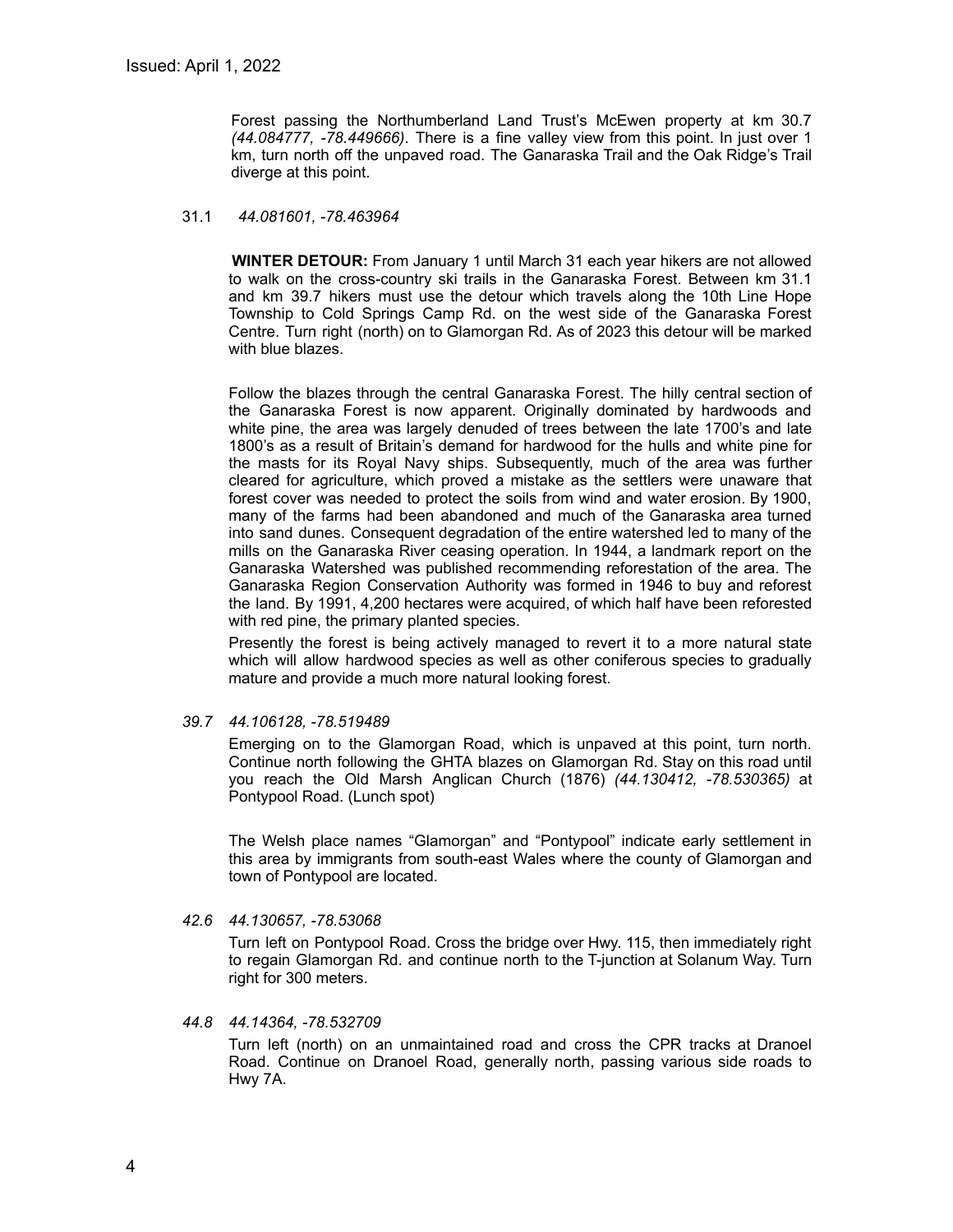Forest passing the Northumberland Land Trust's McEwen property at km 30.7 *(44.084777, -78.449666)*. There is a fine valley view from this point. In just over 1 km, turn north off the unpaved road. The Ganaraska Trail and the Oak Ridge's Trail diverge at this point.

31.1 *44.081601, -78.463964*

**WINTER DETOUR:** From January 1 until March 31 each year hikers are not allowed to walk on the cross-country ski trails in the Ganaraska Forest. Between km 31.1 and km 39.7 hikers must use the detour which travels along the 10th Line Hope Township to Cold Springs Camp Rd. on the west side of the Ganaraska Forest Centre. Turn right (north) on to Glamorgan Rd. As of 2023 this detour will be marked with blue blazes.

Follow the blazes through the central Ganaraska Forest. The hilly central section of the Ganaraska Forest is now apparent. Originally dominated by hardwoods and white pine, the area was largely denuded of trees between the late 1700's and late 1800's as a result of Britain's demand for hardwood for the hulls and white pine for the masts for its Royal Navy ships. Subsequently, much of the area was further cleared for agriculture, which proved a mistake as the settlers were unaware that forest cover was needed to protect the soils from wind and water erosion. By 1900, many of the farms had been abandoned and much of the Ganaraska area turned into sand dunes. Consequent degradation of the entire watershed led to many of the mills on the Ganaraska River ceasing operation. In 1944, a landmark report on the Ganaraska Watershed was published recommending reforestation of the area. The Ganaraska Region Conservation Authority was formed in 1946 to buy and reforest the land. By 1991, 4,200 hectares were acquired, of which half have been reforested with red pine, the primary planted species.

Presently the forest is being actively managed to revert it to a more natural state which will allow hardwood species as well as other coniferous species to gradually mature and provide a much more natural looking forest.

*39.7 44.106128, -78.519489*

Emerging on to the Glamorgan Road, which is unpaved at this point, turn north. Continue north following the GHTA blazes on Glamorgan Rd. Stay on this road until you reach the Old Marsh Anglican Church (1876) *(44.130412, -78.530365)* at Pontypool Road. (Lunch spot)

The Welsh place names "Glamorgan" and "Pontypool" indicate early settlement in this area by immigrants from south-east Wales where the county of Glamorgan and town of Pontypool are located.

*42.6 44.130657, -78.53068*

Turn left on Pontypool Road. Cross the bridge over Hwy. 115, then immediately right to regain Glamorgan Rd. and continue north to the T-junction at Solanum Way. Turn right for 300 meters.

*44.8 44.14364, -78.532709*

Turn left (north) on an unmaintained road and cross the CPR tracks at Dranoel Road. Continue on Dranoel Road, generally north, passing various side roads to Hwy 7A.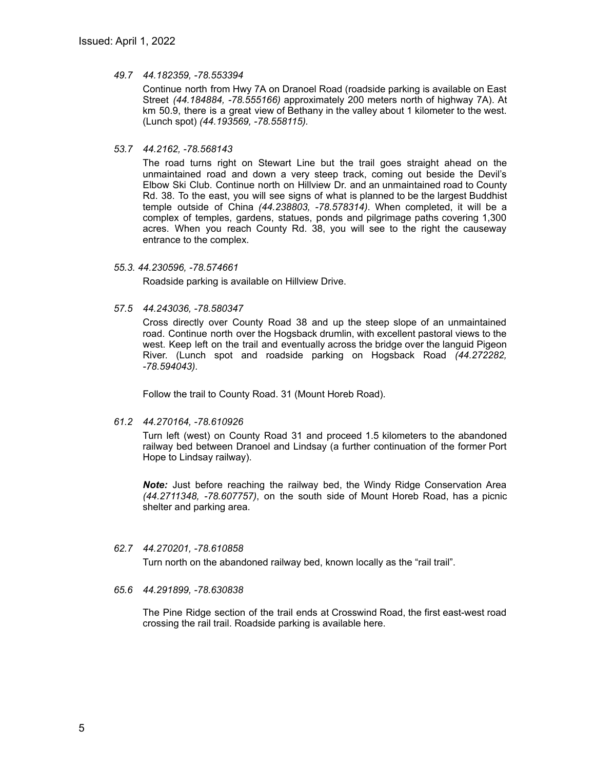Issued: April 1, 2022

*49.7 44.182359, -78.553394*

Continue north from Hwy 7A on Dranoel Road (roadside parking is available on East Street *(44.184884, -78.555166)* approximately 200 meters north of highway 7A). At km 50.9, there is a great view of Bethany in the valley about 1 kilometer to the west. (Lunch spot) *(44.193569, -78.558115)*.

*53.7 44.2162, -78.568143*

The road turns right on Stewart Line but the trail goes straight ahead on the unmaintained road and down a very steep track, coming out beside the Devil's Elbow Ski Club. Continue north on Hillview Dr. and an unmaintained road to County Rd. 38. To the east, you will see signs of what is planned to be the largest Buddhist temple outside of China *(44.238803, -78.578314)*. When completed, it will be a complex of temples, gardens, statues, ponds and pilgrimage paths covering 1,300 acres. When you reach County Rd. 38, you will see to the right the causeway entrance to the complex.

*55.3. 44.230596, -78.574661*

Roadside parking is available on Hillview Drive.

*57.5 44.243036, -78.580347*

Cross directly over County Road 38 and up the steep slope of an unmaintained road. Continue north over the Hogsback drumlin, with excellent pastoral views to the west. Keep left on the trail and eventually across the bridge over the languid Pigeon River. (Lunch spot and roadside parking on Hogsback Road *(44.272282, -78.594043)*.

Follow the trail to County Road. 31 (Mount Horeb Road).

*61.2 44.270164, -78.610926*

Turn left (west) on County Road 31 and proceed 1.5 kilometers to the abandoned railway bed between Dranoel and Lindsay (a further continuation of the former Port Hope to Lindsay railway).

***Note:*** Just before reaching the railway bed, the Windy Ridge Conservation Area *(44.2711348, -78.607757)*, on the south side of Mount Horeb Road, has a picnic shelter and parking area.

*62.7 44.270201, -78.610858*

Turn north on the abandoned railway bed, known locally as the "rail trail".

*65.6 44.291899, -78.630838*

The Pine Ridge section of the trail ends at Crosswind Road, the first east-west road crossing the rail trail. Roadside parking is available here.